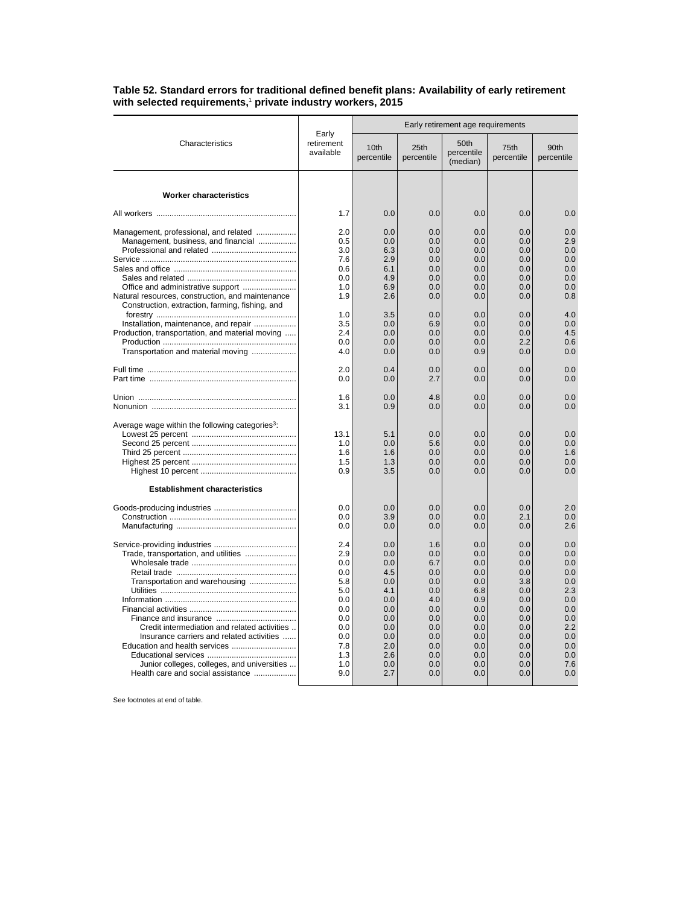**Table 52. Standard errors for traditional defined benefit plans: Availability of early retirement with selected requirements,[1] private industry workers, 2015**

| Characteristics | Early retirement available | Early retirement age requirements | | | | |
|---|---|---|---|---|---|---|
| | | 10th percentile | 25th percentile | 50th percentile (median) | 75th percentile | 90th percentile |
| **Worker characteristics** | | | | | | |
| All workers | 1.7 | 0.0 | 0.0 | 0.0 | 0.0 | 0.0 |
| Management, professional, and related | 2.0 | 0.0 | 0.0 | 0.0 | 0.0 | 0.0 |
| Management, business, and financial | 0.5 | 0.0 | 0.0 | 0.0 | 0.0 | 2.9 |
| Professional and related | 3.0 | 6.3 | 0.0 | 0.0 | 0.0 | 0.0 |
| Service | 7.6 | 2.9 | 0.0 | 0.0 | 0.0 | 0.0 |
| Sales and office | 0.6 | 6.1 | 0.0 | 0.0 | 0.0 | 0.0 |
| Sales and related | 0.0 | 4.9 | 0.0 | 0.0 | 0.0 | 0.0 |
| Office and administrative support | 1.0 | 6.9 | 0.0 | 0.0 | 0.0 | 0.0 |
| Natural resources, construction, and maintenance | 1.9 | 2.6 | 0.0 | 0.0 | 0.0 | 0.8 |
| Construction, extraction, farming, fishing, and forestry | 1.0 | 3.5 | 0.0 | 0.0 | 0.0 | 4.0 |
| Installation, maintenance, and repair | 3.5 | 0.0 | 6.9 | 0.0 | 0.0 | 0.0 |
| Production, transportation, and material moving | 2.4 | 0.0 | 0.0 | 0.0 | 0.0 | 4.5 |
| Production | 0.0 | 0.0 | 0.0 | 0.0 | 2.2 | 0.6 |
| Transportation and material moving | 4.0 | 0.0 | 0.0 | 0.9 | 0.0 | 0.0 |
| Full time | 2.0 | 0.4 | 0.0 | 0.0 | 0.0 | 0.0 |
| Part time | 0.0 | 0.0 | 2.7 | 0.0 | 0.0 | 0.0 |
| Union | 1.6 | 0.0 | 4.8 | 0.0 | 0.0 | 0.0 |
| Nonunion | 3.1 | 0.9 | 0.0 | 0.0 | 0.0 | 0.0 |
| Average wage within the following categories[3]: | | | | | | |
| Lowest 25 percent | 13.1 | 5.1 | 0.0 | 0.0 | 0.0 | 0.0 |
| Second 25 percent | 1.0 | 0.0 | 5.6 | 0.0 | 0.0 | 0.0 |
| Third 25 percent | 1.6 | 1.6 | 0.0 | 0.0 | 0.0 | 1.6 |
| Highest 25 percent | 1.5 | 1.3 | 0.0 | 0.0 | 0.0 | 0.0 |
| Highest 10 percent | 0.9 | 3.5 | 0.0 | 0.0 | 0.0 | 0.0 |
| **Establishment characteristics** | | | | | | |
| Goods-producing industries | 0.0 | 0.0 | 0.0 | 0.0 | 0.0 | 2.0 |
| Construction | 0.0 | 3.9 | 0.0 | 0.0 | 2.1 | 0.0 |
| Manufacturing | 0.0 | 0.0 | 0.0 | 0.0 | 0.0 | 2.6 |
| Service-providing industries | 2.4 | 0.0 | 1.6 | 0.0 | 0.0 | 0.0 |
| Trade, transportation, and utilities | 2.9 | 0.0 | 0.0 | 0.0 | 0.0 | 0.0 |
| Wholesale trade | 0.0 | 0.0 | 6.7 | 0.0 | 0.0 | 0.0 |
| Retail trade | 0.0 | 4.5 | 0.0 | 0.0 | 0.0 | 0.0 |
| Transportation and warehousing | 5.8 | 0.0 | 0.0 | 0.0 | 3.8 | 0.0 |
| Utilities | 5.0 | 4.1 | 0.0 | 6.8 | 0.0 | 2.3 |
| Information | 0.0 | 0.0 | 4.0 | 0.9 | 0.0 | 0.0 |
| Financial activities | 0.0 | 0.0 | 0.0 | 0.0 | 0.0 | 0.0 |
| Finance and insurance | 0.0 | 0.0 | 0.0 | 0.0 | 0.0 | 0.0 |
| Credit intermediation and related activities | 0.0 | 0.0 | 0.0 | 0.0 | 0.0 | 2.2 |
| Insurance carriers and related activities | 0.0 | 0.0 | 0.0 | 0.0 | 0.0 | 0.0 |
| Education and health services | 7.8 | 2.0 | 0.0 | 0.0 | 0.0 | 0.0 |
| Educational services | 1.3 | 2.6 | 0.0 | 0.0 | 0.0 | 0.0 |
| Junior colleges, colleges, and universities | 1.0 | 0.0 | 0.0 | 0.0 | 0.0 | 7.6 |
| Health care and social assistance | 9.0 | 2.7 | 0.0 | 0.0 | 0.0 | 0.0 |

See footnotes at end of table.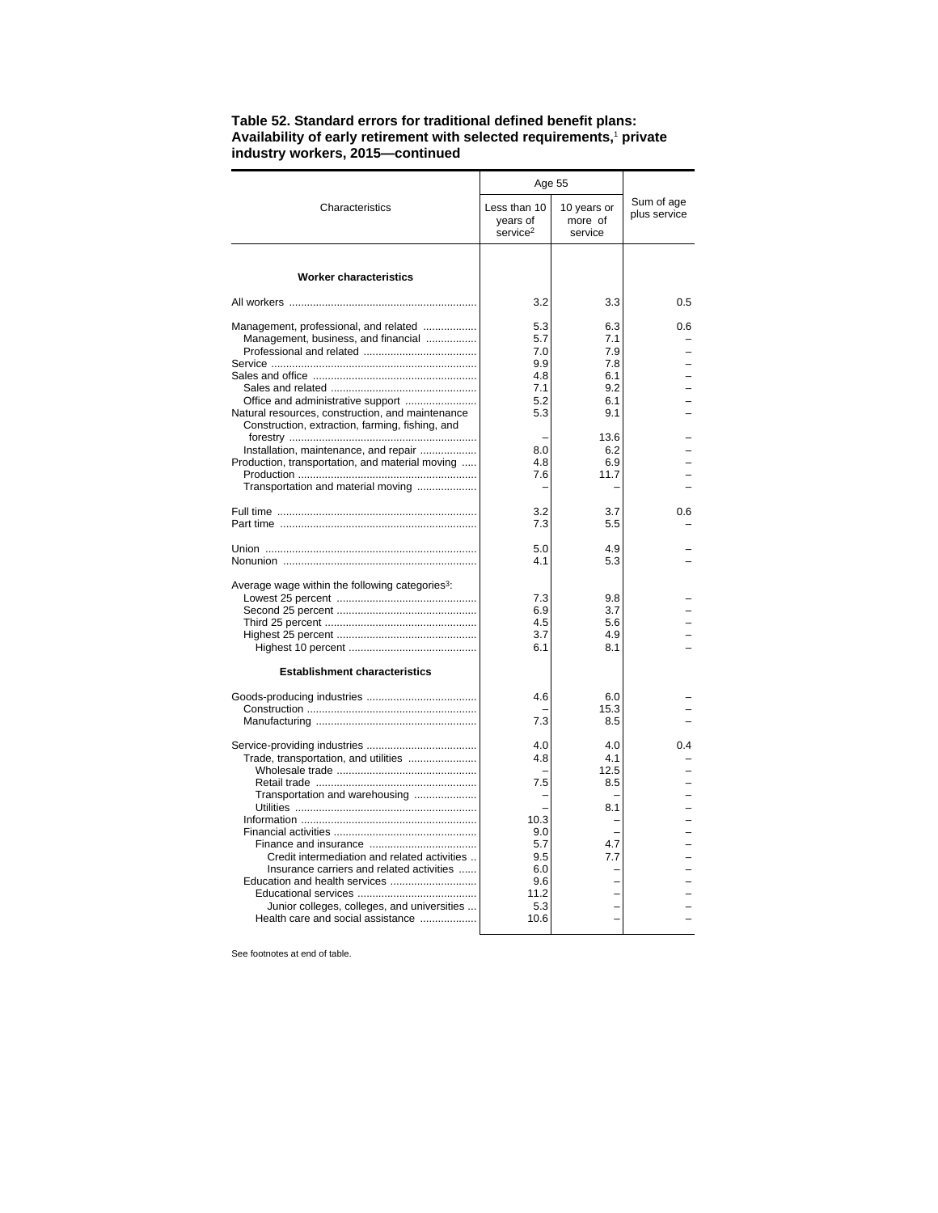**Table 52. Standard errors for traditional defined benefit plans: Availability of early retirement with selected requirements,[1] private industry workers, 2015—continued**

| Characteristics | Age 55 | | Sum of age plus service |
|---|---|---|---|
| | Less than 10 years of service[2] | 10 years or more of service | |
| **Worker characteristics** | | | |
| All workers | 3.2 | 3.3 | 0.5 |
| Management, professional, and related | 5.3 | 6.3 | 0.6 |
| Management, business, and financial | 5.7 | 7.1 | – |
| Professional and related | 7.0 | 7.9 | – |
| Service | 9.9 | 7.8 | – |
| Sales and office | 4.8 | 6.1 | – |
| Sales and related | 7.1 | 9.2 | – |
| Office and administrative support | 5.2 | 6.1 | – |
| Natural resources, construction, and maintenance | 5.3 | 9.1 | – |
| Construction, extraction, farming, fishing, and forestry | – | 13.6 | – |
| Installation, maintenance, and repair | 8.0 | 6.2 | – |
| Production, transportation, and material moving | 4.8 | 6.9 | – |
| Production | 7.6 | 11.7 | – |
| Transportation and material moving | – | – | – |
| Full time | 3.2 | 3.7 | 0.6 |
| Part time | 7.3 | 5.5 | – |
| Union | 5.0 | 4.9 | – |
| Nonunion | 4.1 | 5.3 | – |
| Average wage within the following categories[3]: | | | |
| Lowest 25 percent | 7.3 | 9.8 | – |
| Second 25 percent | 6.9 | 3.7 | – |
| Third 25 percent | 4.5 | 5.6 | – |
| Highest 25 percent | 3.7 | 4.9 | – |
| Highest 10 percent | 6.1 | 8.1 | – |
| **Establishment characteristics** | | | |
| Goods-producing industries | 4.6 | 6.0 | – |
| Construction | – | 15.3 | – |
| Manufacturing | 7.3 | 8.5 | – |
| Service-providing industries | 4.0 | 4.0 | 0.4 |
| Trade, transportation, and utilities | 4.8 | 4.1 | – |
| Wholesale trade | – | 12.5 | – |
| Retail trade | 7.5 | 8.5 | – |
| Transportation and warehousing | – | – | – |
| Utilities | – | 8.1 | – |
| Information | 10.3 | – | – |
| Financial activities | 9.0 | – | – |
| Finance and insurance | 5.7 | 4.7 | – |
| Credit intermediation and related activities | 9.5 | 7.7 | – |
| Insurance carriers and related activities | 6.0 | – | – |
| Education and health services | 9.6 | – | – |
| Educational services | 11.2 | – | – |
| Junior colleges, colleges, and universities | 5.3 | – | – |
| Health care and social assistance | 10.6 | – | – |

See footnotes at end of table.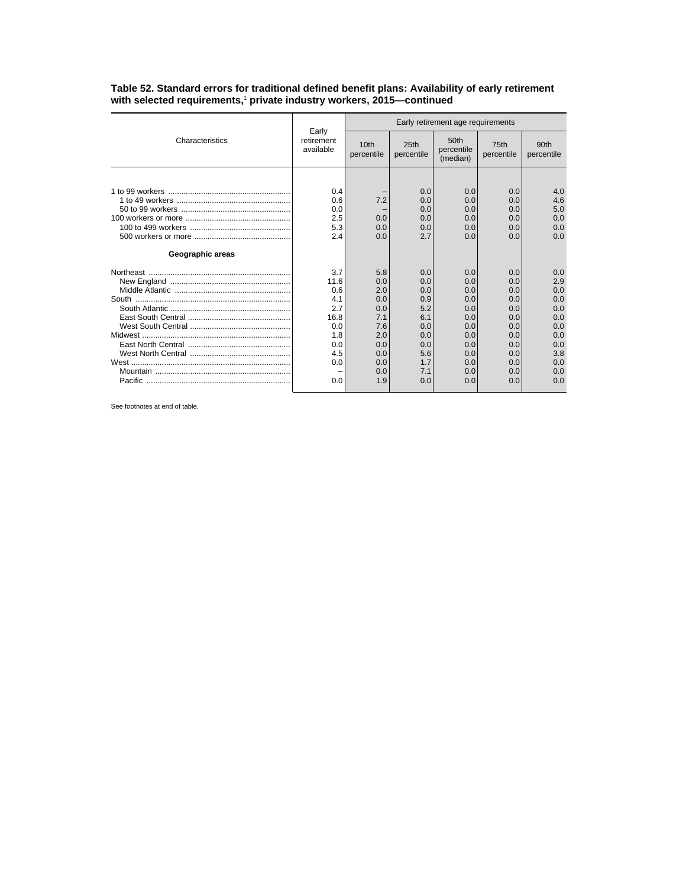**Table 52. Standard errors for traditional defined benefit plans: Availability of early retirement with selected requirements,[1] private industry workers, 2015—continued**

| Characteristics | Early retirement available | Early retirement age requirements | | | | |
|---|---|---|---|---|---|---|
| | | 10th percentile | 25th percentile | 50th percentile (median) | 75th percentile | 90th percentile |
| 1 to 99 workers | 0.4 | – | 0.0 | 0.0 | 0.0 | 4.0 |
| 1 to 49 workers | 0.6 | 7.2 | 0.0 | 0.0 | 0.0 | 4.6 |
| 50 to 99 workers | 0.0 | – | 0.0 | 0.0 | 0.0 | 5.0 |
| 100 workers or more | 2.5 | 0.0 | 0.0 | 0.0 | 0.0 | 0.0 |
| 100 to 499 workers | 5.3 | 0.0 | 0.0 | 0.0 | 0.0 | 0.0 |
| 500 workers or more | 2.4 | 0.0 | 2.7 | 0.0 | 0.0 | 0.0 |
| **Geographic areas** | | | | | | |
| Northeast | 3.7 | 5.8 | 0.0 | 0.0 | 0.0 | 0.0 |
| New England | 11.6 | 0.0 | 0.0 | 0.0 | 0.0 | 2.9 |
| Middle Atlantic | 0.6 | 2.0 | 0.0 | 0.0 | 0.0 | 0.0 |
| South | 4.1 | 0.0 | 0.9 | 0.0 | 0.0 | 0.0 |
| South Atlantic | 2.7 | 0.0 | 5.2 | 0.0 | 0.0 | 0.0 |
| East South Central | 16.8 | 7.1 | 6.1 | 0.0 | 0.0 | 0.0 |
| West South Central | 0.0 | 7.6 | 0.0 | 0.0 | 0.0 | 0.0 |
| Midwest | 1.8 | 2.0 | 0.0 | 0.0 | 0.0 | 0.0 |
| East North Central | 0.0 | 0.0 | 0.0 | 0.0 | 0.0 | 0.0 |
| West North Central | 4.5 | 0.0 | 5.6 | 0.0 | 0.0 | 3.8 |
| West | 0.0 | 0.0 | 1.7 | 0.0 | 0.0 | 0.0 |
| Mountain | – | 0.0 | 7.1 | 0.0 | 0.0 | 0.0 |
| Pacific | 0.0 | 1.9 | 0.0 | 0.0 | 0.0 | 0.0 |

See footnotes at end of table.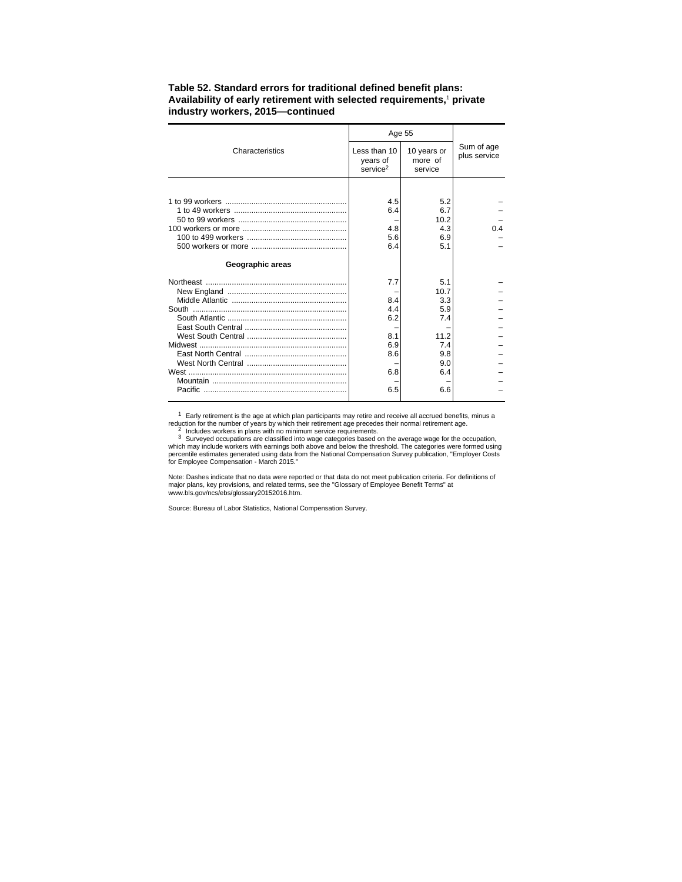**Table 52. Standard errors for traditional defined benefit plans: Availability of early retirement with selected requirements,[1] private industry workers, 2015—continued**

| Characteristics | Age 55 | | Sum of age plus service |
|---|---|---|---|
| | Less than 10 years of service[2] | 10 years or more of service | |
| 1 to 99 workers | 4.5 | 5.2 | – |
| 1 to 49 workers | 6.4 | 6.7 | – |
| 50 to 99 workers | – | 10.2 | – |
| 100 workers or more | 4.8 | 4.3 | 0.4 |
| 100 to 499 workers | 5.6 | 6.9 | – |
| 500 workers or more | 6.4 | 5.1 | – |
| **Geographic areas** | | | |
| Northeast | 7.7 | 5.1 | – |
| New England | – | 10.7 | – |
| Middle Atlantic | 8.4 | 3.3 | – |
| South | 4.4 | 5.9 | – |
| South Atlantic | 6.2 | 7.4 | – |
| East South Central | – | – | – |
| West South Central | 8.1 | 11.2 | – |
| Midwest | 6.9 | 7.4 | – |
| East North Central | 8.6 | 9.8 | – |
| West North Central | – | 9.0 | – |
| West | 6.8 | 6.4 | – |
| Mountain | – | – | – |
| Pacific | 6.5 | 6.6 | – |

[1] Early retirement is the age at which plan participants may retire and receive all accrued benefits, minus a reduction for the number of years by which their retirement age precedes their normal retirement age.
[2] Includes workers in plans with no minimum service requirements.
[3] Surveyed occupations are classified into wage categories based on the average wage for the occupation, which may include workers with earnings both above and below the threshold. The categories were formed using percentile estimates generated using data from the National Compensation Survey publication, "Employer Costs for Employee Compensation - March 2015."

Note: Dashes indicate that no data were reported or that data do not meet publication criteria. For definitions of major plans, key provisions, and related terms, see the "Glossary of Employee Benefit Terms" at www.bls.gov/ncs/ebs/glossary20152016.htm.

Source: Bureau of Labor Statistics, National Compensation Survey.